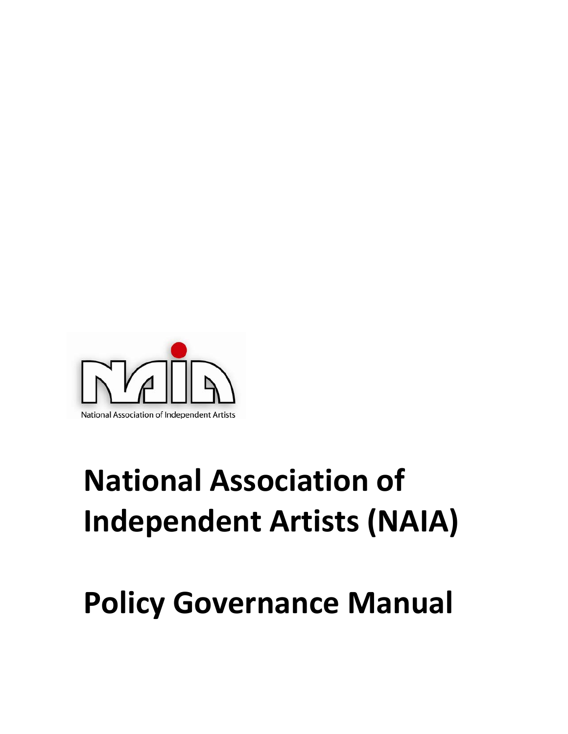National Association of Independent Artists

# National Association of Independent Artists (NAIA)

# Policy Governance Manual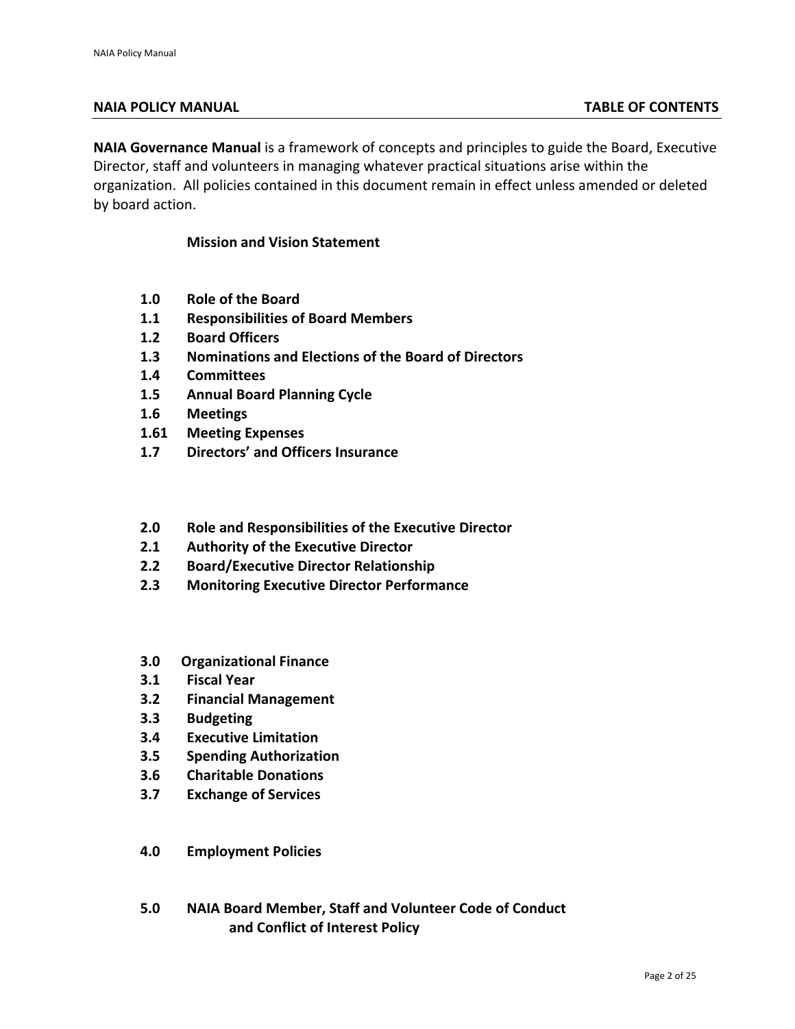## NAIA POLICY MANUAL — TABLE OF CONTENTS

**NAIA Governance Manual** is a framework of concepts and principles to guide the Board, Executive Director, staff and volunteers in managing whatever practical situations arise within the organization. All policies contained in this document remain in effect unless amended or deleted by board action.

**Mission and Vision Statement**

**1.0 Role of the Board**
**1.1 Responsibilities of Board Members**
**1.2 Board Officers**
**1.3 Nominations and Elections of the Board of Directors**
**1.4 Committees**
**1.5 Annual Board Planning Cycle**
**1.6 Meetings**
**1.61 Meeting Expenses**
**1.7 Directors' and Officers Insurance**

**2.0 Role and Responsibilities of the Executive Director**
**2.1 Authority of the Executive Director**
**2.2 Board/Executive Director Relationship**
**2.3 Monitoring Executive Director Performance**

**3.0 Organizational Finance**
**3.1 Fiscal Year**
**3.2 Financial Management**
**3.3 Budgeting**
**3.4 Executive Limitation**
**3.5 Spending Authorization**
**3.6 Charitable Donations**
**3.7 Exchange of Services**

**4.0 Employment Policies**

**5.0 NAIA Board Member, Staff and Volunteer Code of Conduct and Conflict of Interest Policy**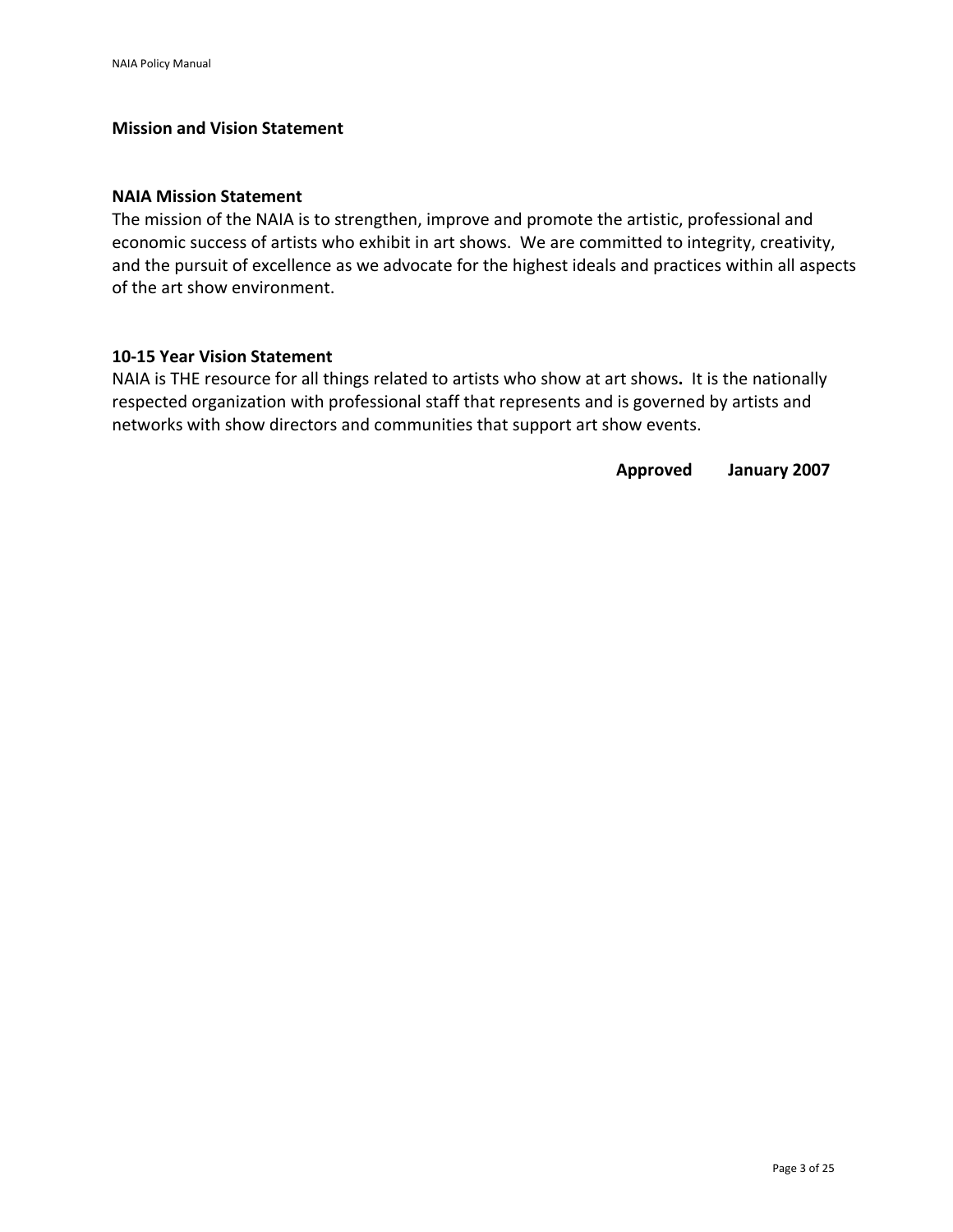## Mission and Vision Statement

### NAIA Mission Statement

The mission of the NAIA is to strengthen, improve and promote the artistic, professional and economic success of artists who exhibit in art shows. We are committed to integrity, creativity, and the pursuit of excellence as we advocate for the highest ideals and practices within all aspects of the art show environment.

### 10-15 Year Vision Statement

NAIA is THE resource for all things related to artists who show at art shows**.** It is the nationally respected organization with professional staff that represents and is governed by artists and networks with show directors and communities that support art show events.

**Approved January 2007**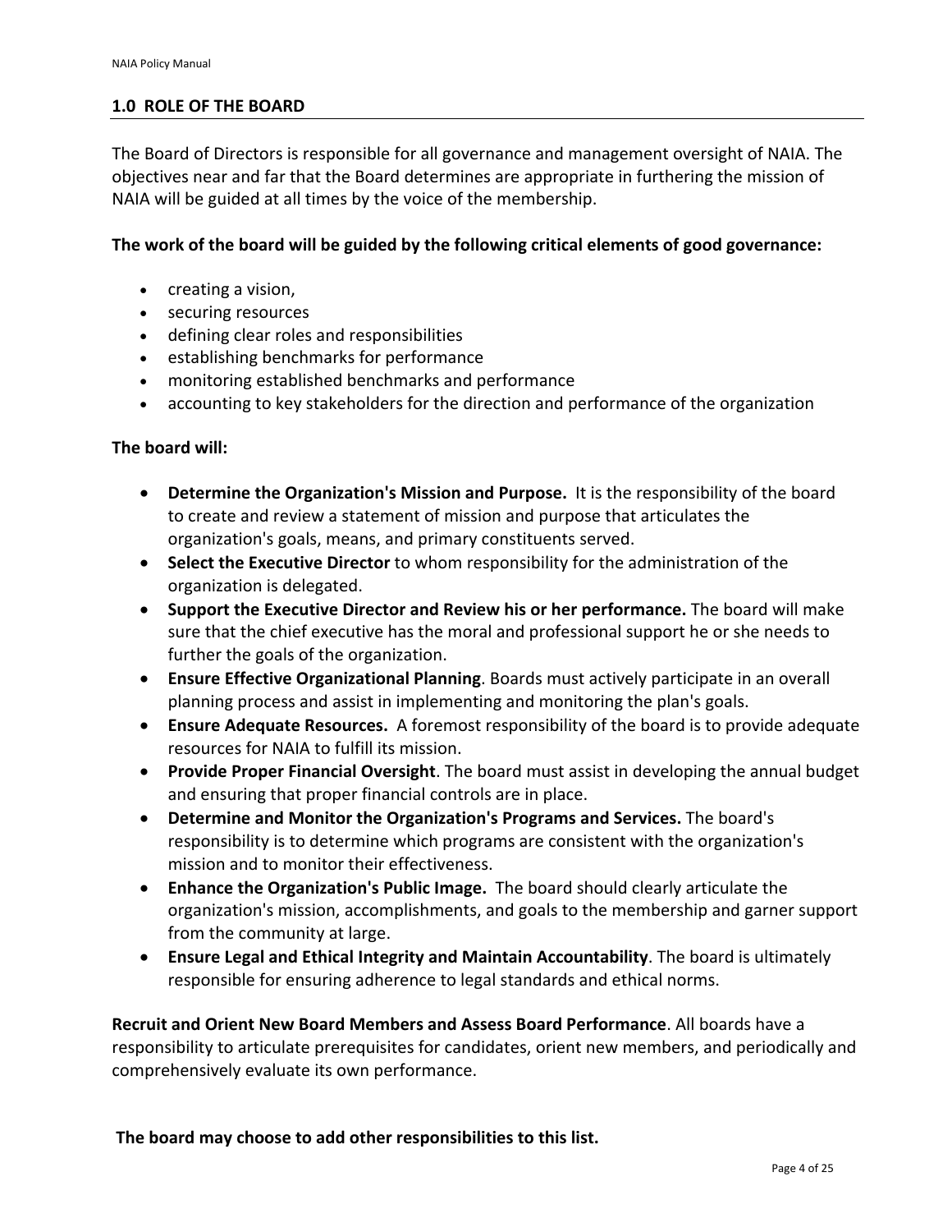## 1.0 ROLE OF THE BOARD

The Board of Directors is responsible for all governance and management oversight of NAIA. The objectives near and far that the Board determines are appropriate in furthering the mission of NAIA will be guided at all times by the voice of the membership.

**The work of the board will be guided by the following critical elements of good governance:**

- creating a vision,
- securing resources
- defining clear roles and responsibilities
- establishing benchmarks for performance
- monitoring established benchmarks and performance
- accounting to key stakeholders for the direction and performance of the organization

**The board will:**

- **Determine the Organization's Mission and Purpose.** It is the responsibility of the board to create and review a statement of mission and purpose that articulates the organization's goals, means, and primary constituents served.
- **Select the Executive Director** to whom responsibility for the administration of the organization is delegated.
- **Support the Executive Director and Review his or her performance.** The board will make sure that the chief executive has the moral and professional support he or she needs to further the goals of the organization.
- **Ensure Effective Organizational Planning**. Boards must actively participate in an overall planning process and assist in implementing and monitoring the plan's goals.
- **Ensure Adequate Resources.** A foremost responsibility of the board is to provide adequate resources for NAIA to fulfill its mission.
- **Provide Proper Financial Oversight**. The board must assist in developing the annual budget and ensuring that proper financial controls are in place.
- **Determine and Monitor the Organization's Programs and Services.** The board's responsibility is to determine which programs are consistent with the organization's mission and to monitor their effectiveness.
- **Enhance the Organization's Public Image.** The board should clearly articulate the organization's mission, accomplishments, and goals to the membership and garner support from the community at large.
- **Ensure Legal and Ethical Integrity and Maintain Accountability**. The board is ultimately responsible for ensuring adherence to legal standards and ethical norms.

**Recruit and Orient New Board Members and Assess Board Performance**. All boards have a responsibility to articulate prerequisites for candidates, orient new members, and periodically and comprehensively evaluate its own performance.

**The board may choose to add other responsibilities to this list.**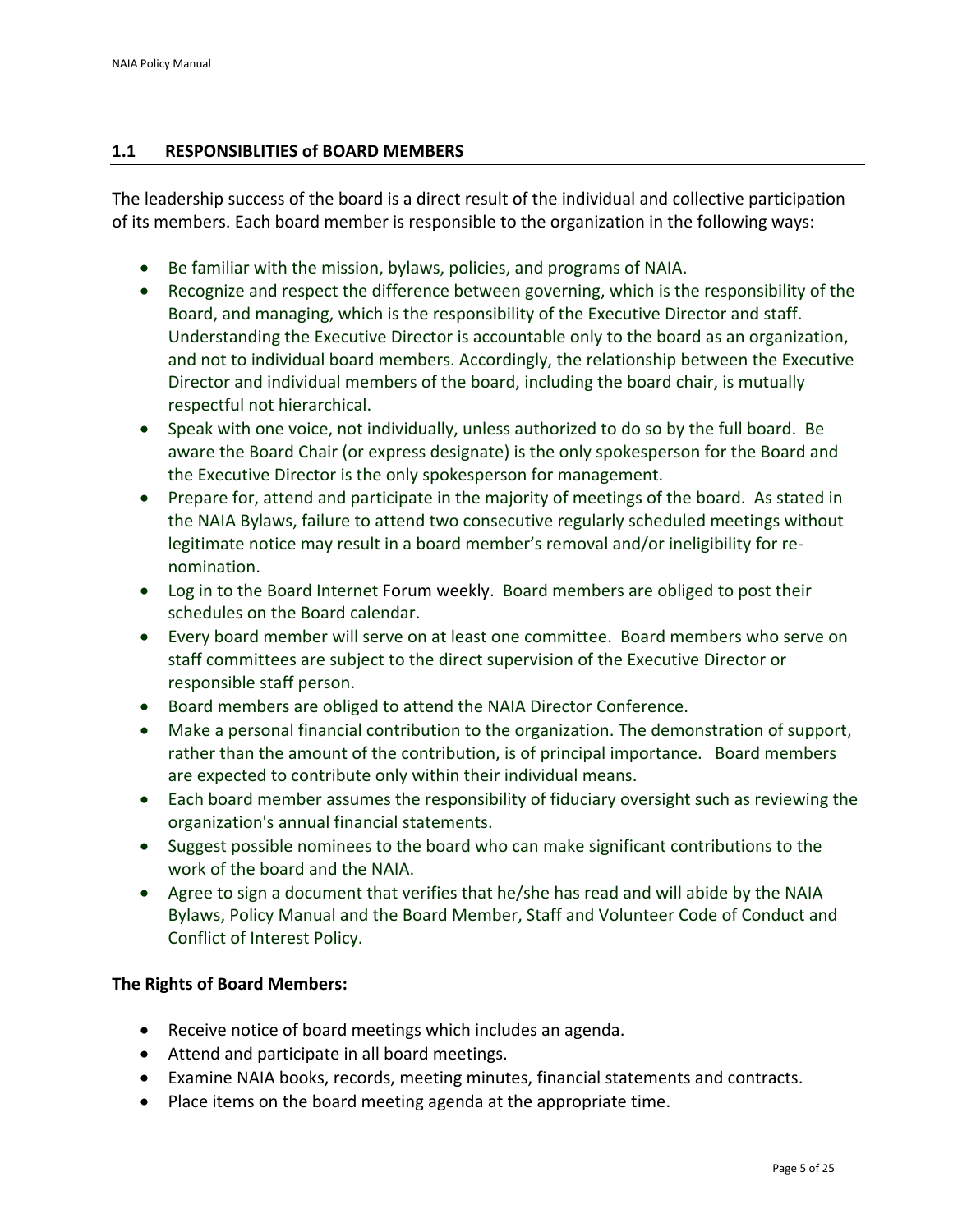## 1.1 RESPONSIBLITIES of BOARD MEMBERS

The leadership success of the board is a direct result of the individual and collective participation of its members. Each board member is responsible to the organization in the following ways:

- Be familiar with the mission, bylaws, policies, and programs of NAIA.
- Recognize and respect the difference between governing, which is the responsibility of the Board, and managing, which is the responsibility of the Executive Director and staff. Understanding the Executive Director is accountable only to the board as an organization, and not to individual board members. Accordingly, the relationship between the Executive Director and individual members of the board, including the board chair, is mutually respectful not hierarchical.
- Speak with one voice, not individually, unless authorized to do so by the full board. Be aware the Board Chair (or express designate) is the only spokesperson for the Board and the Executive Director is the only spokesperson for management.
- Prepare for, attend and participate in the majority of meetings of the board. As stated in the NAIA Bylaws, failure to attend two consecutive regularly scheduled meetings without legitimate notice may result in a board member's removal and/or ineligibility for re-nomination.
- Log in to the Board Internet Forum weekly. Board members are obliged to post their schedules on the Board calendar.
- Every board member will serve on at least one committee. Board members who serve on staff committees are subject to the direct supervision of the Executive Director or responsible staff person.
- Board members are obliged to attend the NAIA Director Conference.
- Make a personal financial contribution to the organization. The demonstration of support, rather than the amount of the contribution, is of principal importance. Board members are expected to contribute only within their individual means.
- Each board member assumes the responsibility of fiduciary oversight such as reviewing the organization's annual financial statements.
- Suggest possible nominees to the board who can make significant contributions to the work of the board and the NAIA.
- Agree to sign a document that verifies that he/she has read and will abide by the NAIA Bylaws, Policy Manual and the Board Member, Staff and Volunteer Code of Conduct and Conflict of Interest Policy.

**The Rights of Board Members:**

- Receive notice of board meetings which includes an agenda.
- Attend and participate in all board meetings.
- Examine NAIA books, records, meeting minutes, financial statements and contracts.
- Place items on the board meeting agenda at the appropriate time.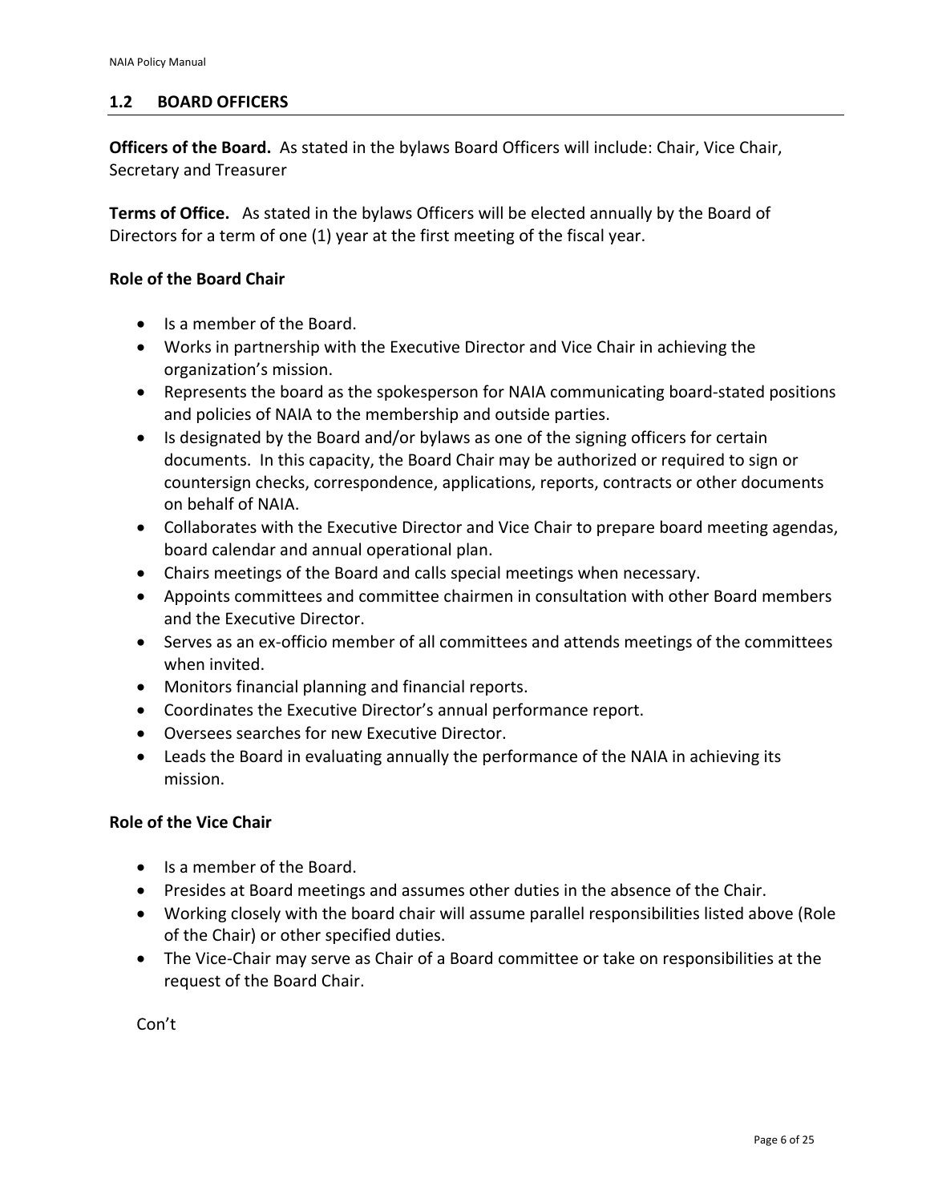## 1.2 BOARD OFFICERS

**Officers of the Board.** As stated in the bylaws Board Officers will include: Chair, Vice Chair, Secretary and Treasurer

**Terms of Office.** As stated in the bylaws Officers will be elected annually by the Board of Directors for a term of one (1) year at the first meeting of the fiscal year.

**Role of the Board Chair**

- Is a member of the Board.
- Works in partnership with the Executive Director and Vice Chair in achieving the organization's mission.
- Represents the board as the spokesperson for NAIA communicating board-stated positions and policies of NAIA to the membership and outside parties.
- Is designated by the Board and/or bylaws as one of the signing officers for certain documents. In this capacity, the Board Chair may be authorized or required to sign or countersign checks, correspondence, applications, reports, contracts or other documents on behalf of NAIA.
- Collaborates with the Executive Director and Vice Chair to prepare board meeting agendas, board calendar and annual operational plan.
- Chairs meetings of the Board and calls special meetings when necessary.
- Appoints committees and committee chairmen in consultation with other Board members and the Executive Director.
- Serves as an ex-officio member of all committees and attends meetings of the committees when invited.
- Monitors financial planning and financial reports.
- Coordinates the Executive Director's annual performance report.
- Oversees searches for new Executive Director.
- Leads the Board in evaluating annually the performance of the NAIA in achieving its mission.

**Role of the Vice Chair**

- Is a member of the Board.
- Presides at Board meetings and assumes other duties in the absence of the Chair.
- Working closely with the board chair will assume parallel responsibilities listed above (Role of the Chair) or other specified duties.
- The Vice-Chair may serve as Chair of a Board committee or take on responsibilities at the request of the Board Chair.

Con't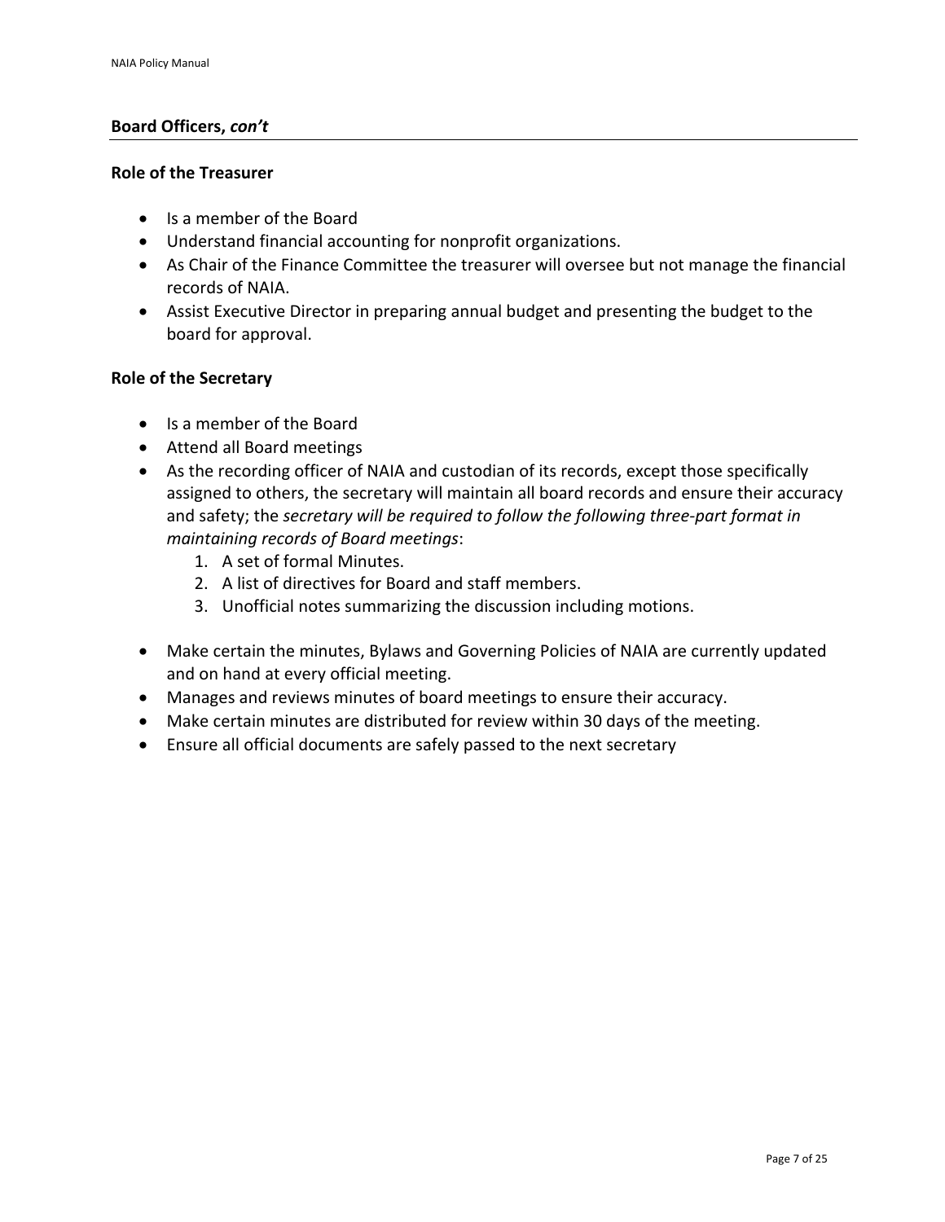## Board Officers, *con't*

### Role of the Treasurer

- Is a member of the Board
- Understand financial accounting for nonprofit organizations.
- As Chair of the Finance Committee the treasurer will oversee but not manage the financial records of NAIA.
- Assist Executive Director in preparing annual budget and presenting the budget to the board for approval.

### Role of the Secretary

- Is a member of the Board
- Attend all Board meetings
- As the recording officer of NAIA and custodian of its records, except those specifically assigned to others, the secretary will maintain all board records and ensure their accuracy and safety; the *secretary will be required to follow the following three-part format in maintaining records of Board meetings*:
    1. A set of formal Minutes.
    2. A list of directives for Board and staff members.
    3. Unofficial notes summarizing the discussion including motions.

- Make certain the minutes, Bylaws and Governing Policies of NAIA are currently updated and on hand at every official meeting.
- Manages and reviews minutes of board meetings to ensure their accuracy.
- Make certain minutes are distributed for review within 30 days of the meeting.
- Ensure all official documents are safely passed to the next secretary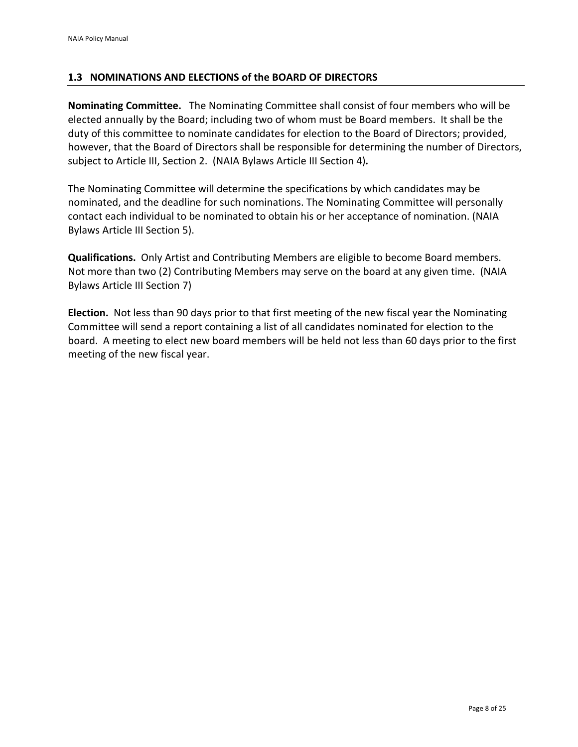## 1.3 NOMINATIONS AND ELECTIONS of the BOARD OF DIRECTORS

**Nominating Committee.** The Nominating Committee shall consist of four members who will be elected annually by the Board; including two of whom must be Board members. It shall be the duty of this committee to nominate candidates for election to the Board of Directors; provided, however, that the Board of Directors shall be responsible for determining the number of Directors, subject to Article III, Section 2. (NAIA Bylaws Article III Section 4)**.**

The Nominating Committee will determine the specifications by which candidates may be nominated, and the deadline for such nominations. The Nominating Committee will personally contact each individual to be nominated to obtain his or her acceptance of nomination. (NAIA Bylaws Article III Section 5).

**Qualifications.** Only Artist and Contributing Members are eligible to become Board members. Not more than two (2) Contributing Members may serve on the board at any given time. (NAIA Bylaws Article III Section 7)

**Election.** Not less than 90 days prior to that first meeting of the new fiscal year the Nominating Committee will send a report containing a list of all candidates nominated for election to the board. A meeting to elect new board members will be held not less than 60 days prior to the first meeting of the new fiscal year.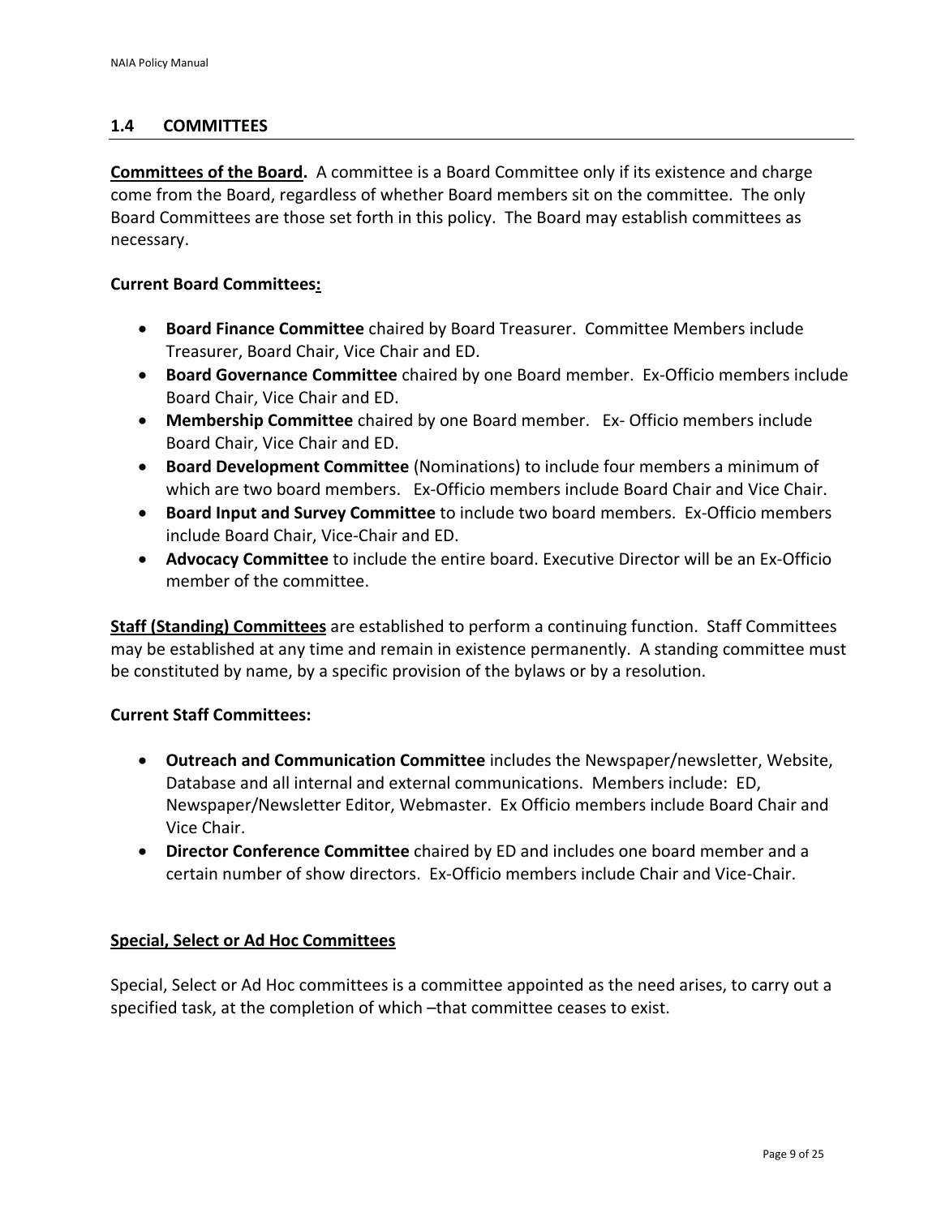## 1.4 COMMITTEES

**Committees of the Board.** A committee is a Board Committee only if its existence and charge come from the Board, regardless of whether Board members sit on the committee. The only Board Committees are those set forth in this policy. The Board may establish committees as necessary.

**Current Board Committees:**

- **Board Finance Committee** chaired by Board Treasurer. Committee Members include Treasurer, Board Chair, Vice Chair and ED.
- **Board Governance Committee** chaired by one Board member. Ex-Officio members include Board Chair, Vice Chair and ED.
- **Membership Committee** chaired by one Board member. Ex- Officio members include Board Chair, Vice Chair and ED.
- **Board Development Committee** (Nominations) to include four members a minimum of which are two board members. Ex-Officio members include Board Chair and Vice Chair.
- **Board Input and Survey Committee** to include two board members. Ex-Officio members include Board Chair, Vice-Chair and ED.
- **Advocacy Committee** to include the entire board. Executive Director will be an Ex-Officio member of the committee.

**Staff (Standing) Committees** are established to perform a continuing function. Staff Committees may be established at any time and remain in existence permanently. A standing committee must be constituted by name, by a specific provision of the bylaws or by a resolution.

**Current Staff Committees:**

- **Outreach and Communication Committee** includes the Newspaper/newsletter, Website, Database and all internal and external communications. Members include: ED, Newspaper/Newsletter Editor, Webmaster. Ex Officio members include Board Chair and Vice Chair.
- **Director Conference Committee** chaired by ED and includes one board member and a certain number of show directors. Ex-Officio members include Chair and Vice-Chair.

**Special, Select or Ad Hoc Committees**

Special, Select or Ad Hoc committees is a committee appointed as the need arises, to carry out a specified task, at the completion of which –that committee ceases to exist.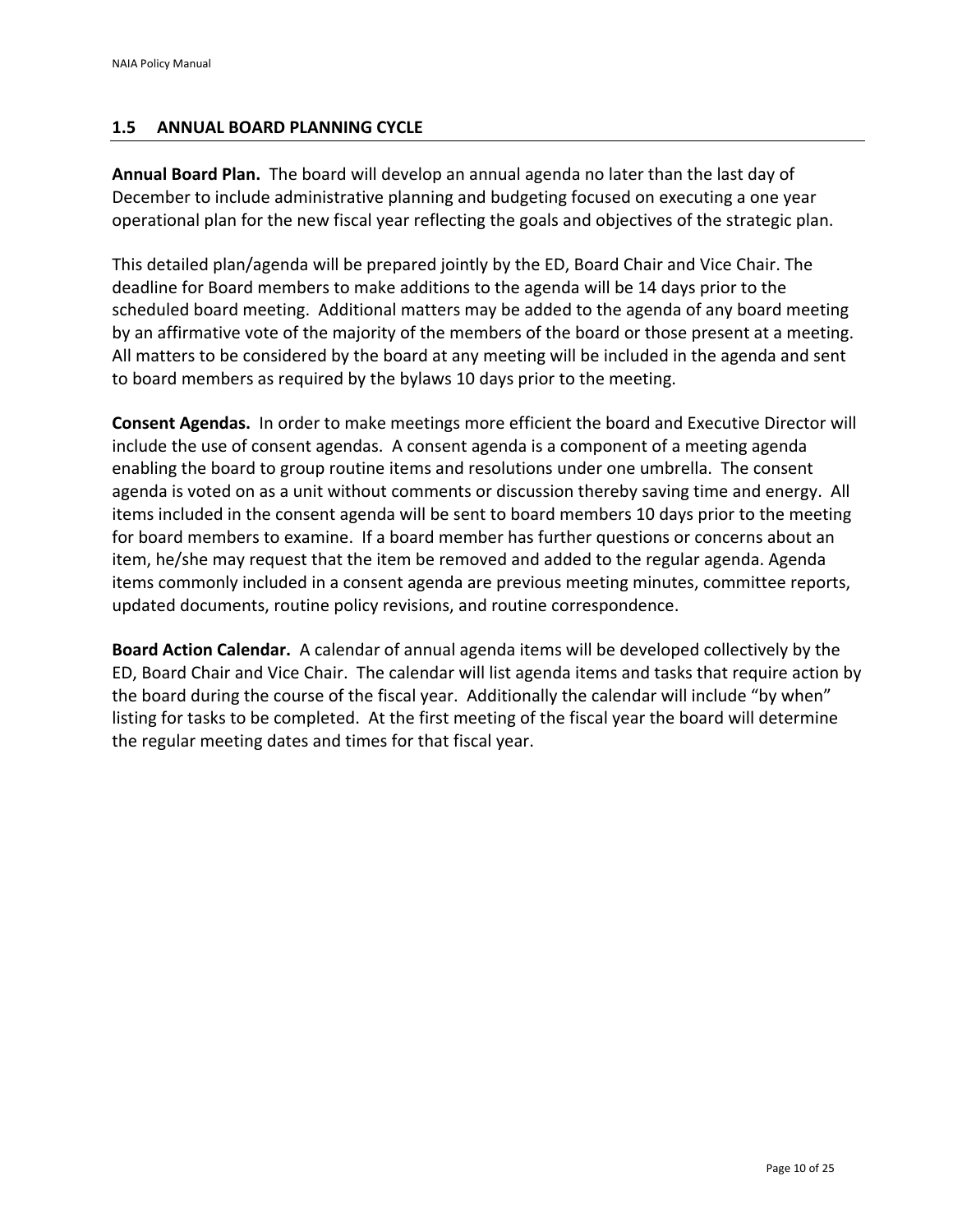## 1.5 ANNUAL BOARD PLANNING CYCLE

**Annual Board Plan.** The board will develop an annual agenda no later than the last day of December to include administrative planning and budgeting focused on executing a one year operational plan for the new fiscal year reflecting the goals and objectives of the strategic plan.

This detailed plan/agenda will be prepared jointly by the ED, Board Chair and Vice Chair. The deadline for Board members to make additions to the agenda will be 14 days prior to the scheduled board meeting. Additional matters may be added to the agenda of any board meeting by an affirmative vote of the majority of the members of the board or those present at a meeting. All matters to be considered by the board at any meeting will be included in the agenda and sent to board members as required by the bylaws 10 days prior to the meeting.

**Consent Agendas.** In order to make meetings more efficient the board and Executive Director will include the use of consent agendas. A consent agenda is a component of a meeting agenda enabling the board to group routine items and resolutions under one umbrella. The consent agenda is voted on as a unit without comments or discussion thereby saving time and energy. All items included in the consent agenda will be sent to board members 10 days prior to the meeting for board members to examine. If a board member has further questions or concerns about an item, he/she may request that the item be removed and added to the regular agenda. Agenda items commonly included in a consent agenda are previous meeting minutes, committee reports, updated documents, routine policy revisions, and routine correspondence.

**Board Action Calendar.** A calendar of annual agenda items will be developed collectively by the ED, Board Chair and Vice Chair. The calendar will list agenda items and tasks that require action by the board during the course of the fiscal year. Additionally the calendar will include "by when" listing for tasks to be completed. At the first meeting of the fiscal year the board will determine the regular meeting dates and times for that fiscal year.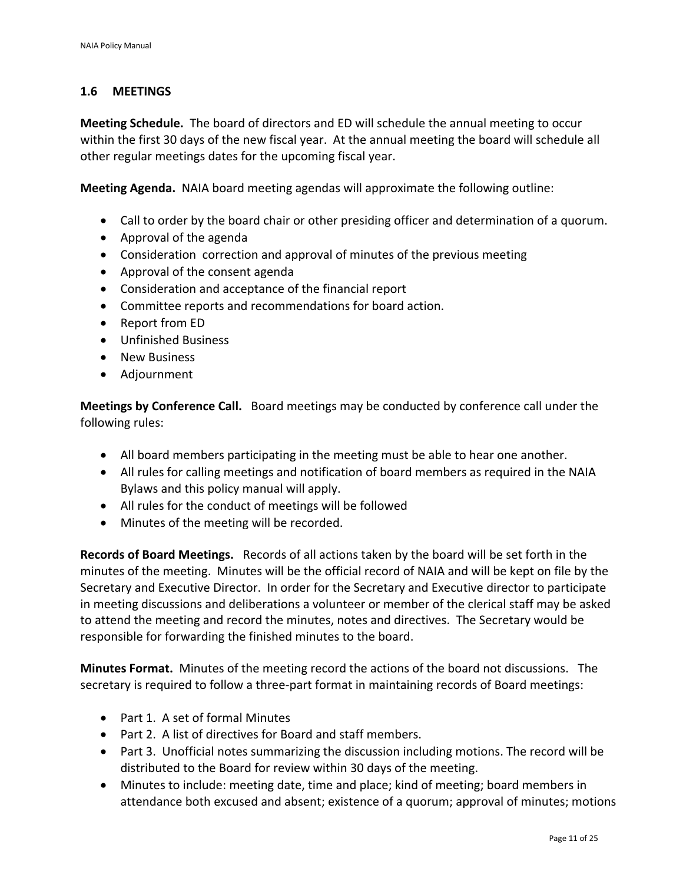## 1.6 MEETINGS

**Meeting Schedule.** The board of directors and ED will schedule the annual meeting to occur within the first 30 days of the new fiscal year. At the annual meeting the board will schedule all other regular meetings dates for the upcoming fiscal year.

**Meeting Agenda.** NAIA board meeting agendas will approximate the following outline:

- Call to order by the board chair or other presiding officer and determination of a quorum.
- Approval of the agenda
- Consideration correction and approval of minutes of the previous meeting
- Approval of the consent agenda
- Consideration and acceptance of the financial report
- Committee reports and recommendations for board action.
- Report from ED
- Unfinished Business
- New Business
- Adjournment

**Meetings by Conference Call.** Board meetings may be conducted by conference call under the following rules:

- All board members participating in the meeting must be able to hear one another.
- All rules for calling meetings and notification of board members as required in the NAIA Bylaws and this policy manual will apply.
- All rules for the conduct of meetings will be followed
- Minutes of the meeting will be recorded.

**Records of Board Meetings.** Records of all actions taken by the board will be set forth in the minutes of the meeting. Minutes will be the official record of NAIA and will be kept on file by the Secretary and Executive Director. In order for the Secretary and Executive director to participate in meeting discussions and deliberations a volunteer or member of the clerical staff may be asked to attend the meeting and record the minutes, notes and directives. The Secretary would be responsible for forwarding the finished minutes to the board.

**Minutes Format.** Minutes of the meeting record the actions of the board not discussions. The secretary is required to follow a three-part format in maintaining records of Board meetings:

- Part 1. A set of formal Minutes
- Part 2. A list of directives for Board and staff members.
- Part 3. Unofficial notes summarizing the discussion including motions. The record will be distributed to the Board for review within 30 days of the meeting.
- Minutes to include: meeting date, time and place; kind of meeting; board members in attendance both excused and absent; existence of a quorum; approval of minutes; motions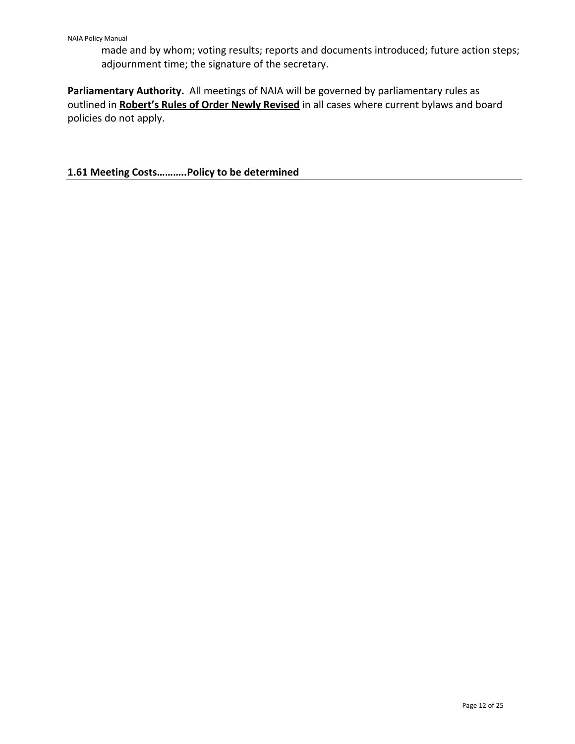made and by whom; voting results; reports and documents introduced; future action steps; adjournment time; the signature of the secretary.

**Parliamentary Authority.** All meetings of NAIA will be governed by parliamentary rules as outlined in **Robert's Rules of Order Newly Revised** in all cases where current bylaws and board policies do not apply.

## 1.61 Meeting Costs………..Policy to be determined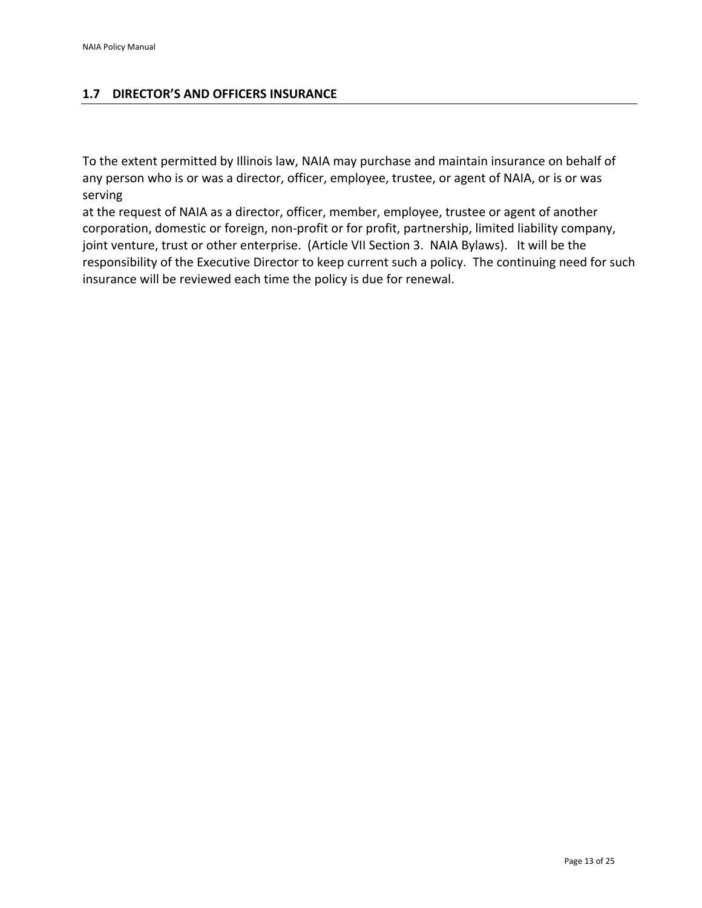## 1.7 DIRECTOR'S AND OFFICERS INSURANCE

To the extent permitted by Illinois law, NAIA may purchase and maintain insurance on behalf of any person who is or was a director, officer, employee, trustee, or agent of NAIA, or is or was serving
at the request of NAIA as a director, officer, member, employee, trustee or agent of another corporation, domestic or foreign, non-profit or for profit, partnership, limited liability company, joint venture, trust or other enterprise. (Article VII Section 3. NAIA Bylaws). It will be the responsibility of the Executive Director to keep current such a policy. The continuing need for such insurance will be reviewed each time the policy is due for renewal.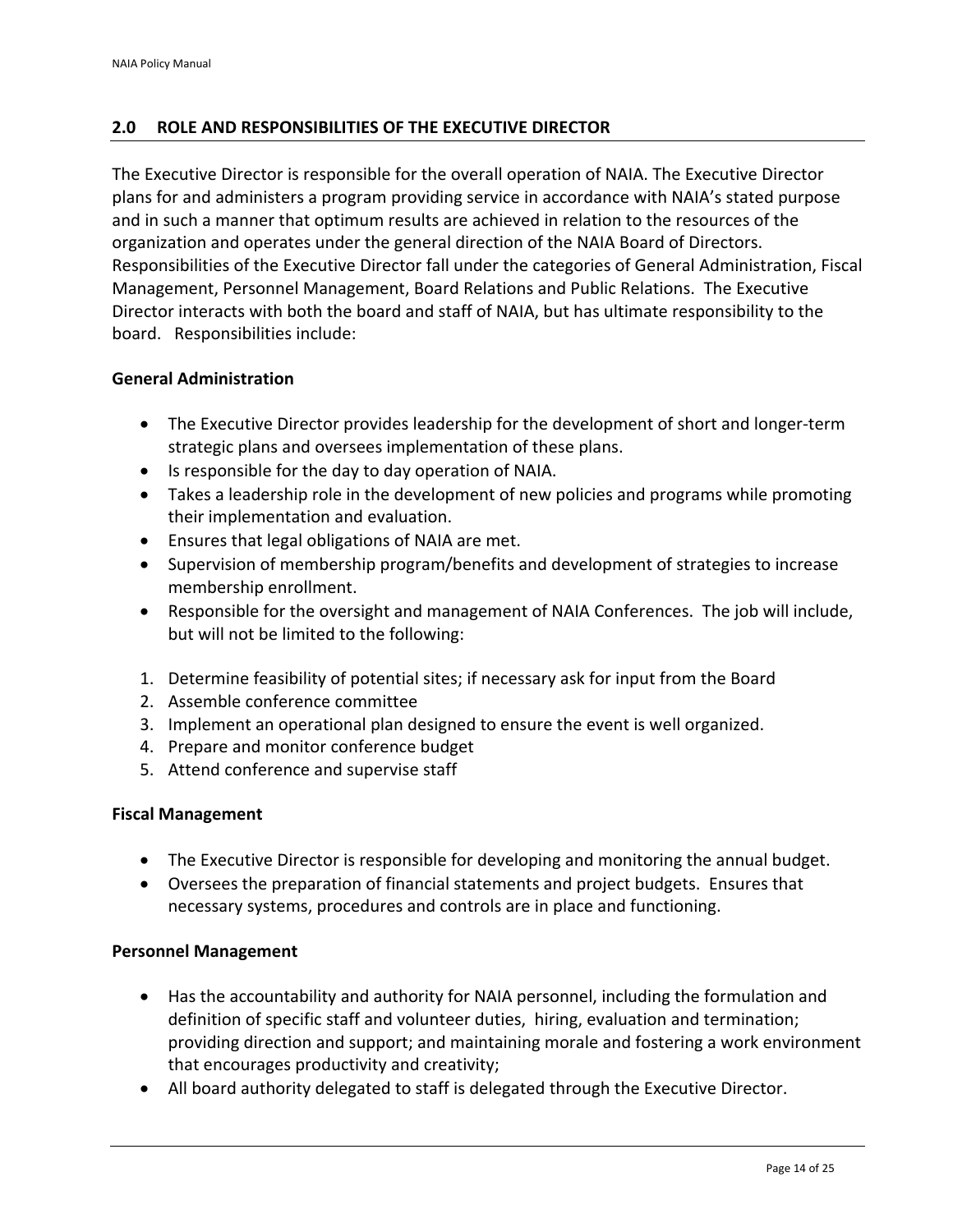## 2.0 ROLE AND RESPONSIBILITIES OF THE EXECUTIVE DIRECTOR

The Executive Director is responsible for the overall operation of NAIA. The Executive Director plans for and administers a program providing service in accordance with NAIA's stated purpose and in such a manner that optimum results are achieved in relation to the resources of the organization and operates under the general direction of the NAIA Board of Directors. Responsibilities of the Executive Director fall under the categories of General Administration, Fiscal Management, Personnel Management, Board Relations and Public Relations. The Executive Director interacts with both the board and staff of NAIA, but has ultimate responsibility to the board. Responsibilities include:

**General Administration**

- The Executive Director provides leadership for the development of short and longer-term strategic plans and oversees implementation of these plans.
- Is responsible for the day to day operation of NAIA.
- Takes a leadership role in the development of new policies and programs while promoting their implementation and evaluation.
- Ensures that legal obligations of NAIA are met.
- Supervision of membership program/benefits and development of strategies to increase membership enrollment.
- Responsible for the oversight and management of NAIA Conferences. The job will include, but will not be limited to the following:

1. Determine feasibility of potential sites; if necessary ask for input from the Board
2. Assemble conference committee
3. Implement an operational plan designed to ensure the event is well organized.
4. Prepare and monitor conference budget
5. Attend conference and supervise staff

**Fiscal Management**

- The Executive Director is responsible for developing and monitoring the annual budget.
- Oversees the preparation of financial statements and project budgets. Ensures that necessary systems, procedures and controls are in place and functioning.

**Personnel Management**

- Has the accountability and authority for NAIA personnel, including the formulation and definition of specific staff and volunteer duties, hiring, evaluation and termination; providing direction and support; and maintaining morale and fostering a work environment that encourages productivity and creativity;
- All board authority delegated to staff is delegated through the Executive Director.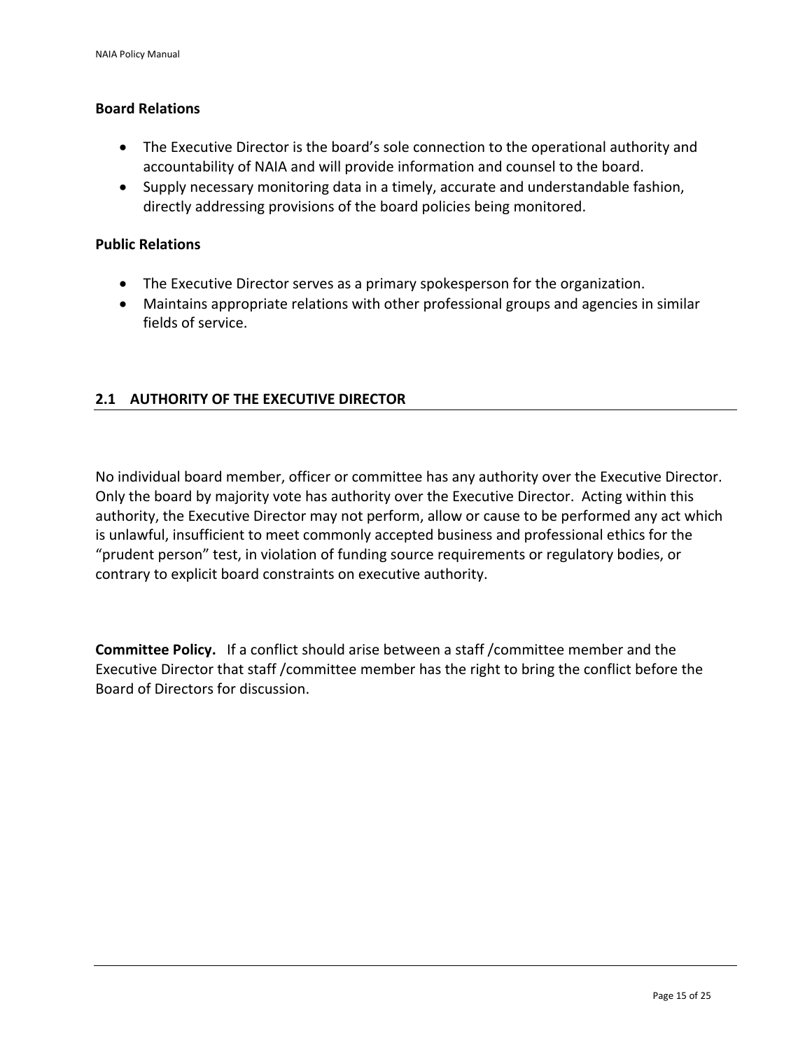**Board Relations**

- The Executive Director is the board's sole connection to the operational authority and accountability of NAIA and will provide information and counsel to the board.
- Supply necessary monitoring data in a timely, accurate and understandable fashion, directly addressing provisions of the board policies being monitored.

**Public Relations**

- The Executive Director serves as a primary spokesperson for the organization.
- Maintains appropriate relations with other professional groups and agencies in similar fields of service.

## 2.1 AUTHORITY OF THE EXECUTIVE DIRECTOR

No individual board member, officer or committee has any authority over the Executive Director. Only the board by majority vote has authority over the Executive Director. Acting within this authority, the Executive Director may not perform, allow or cause to be performed any act which is unlawful, insufficient to meet commonly accepted business and professional ethics for the "prudent person" test, in violation of funding source requirements or regulatory bodies, or contrary to explicit board constraints on executive authority.

**Committee Policy.** If a conflict should arise between a staff /committee member and the Executive Director that staff /committee member has the right to bring the conflict before the Board of Directors for discussion.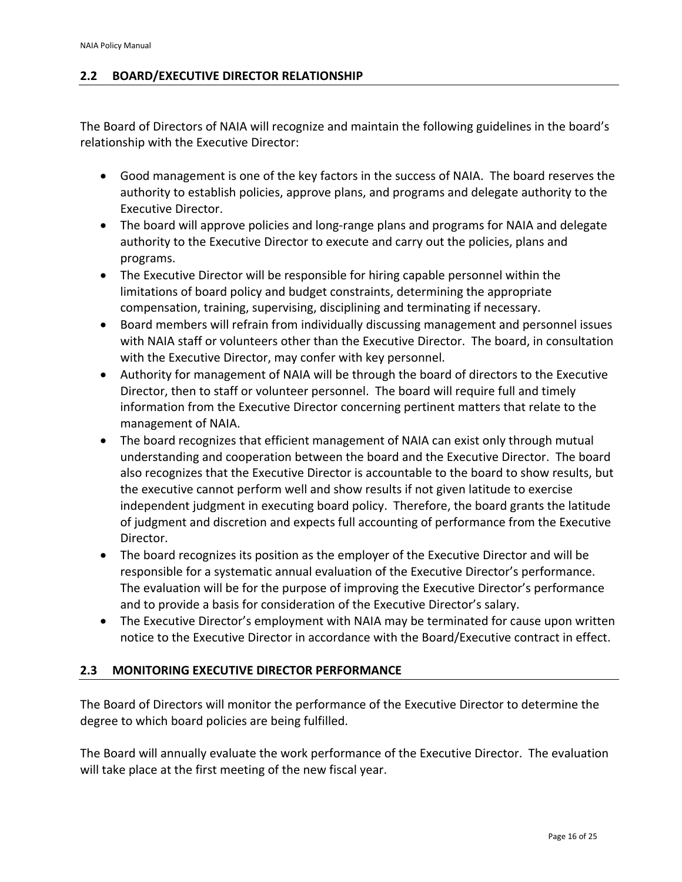## 2.2 BOARD/EXECUTIVE DIRECTOR RELATIONSHIP

The Board of Directors of NAIA will recognize and maintain the following guidelines in the board's relationship with the Executive Director:

- Good management is one of the key factors in the success of NAIA. The board reserves the authority to establish policies, approve plans, and programs and delegate authority to the Executive Director.
- The board will approve policies and long-range plans and programs for NAIA and delegate authority to the Executive Director to execute and carry out the policies, plans and programs.
- The Executive Director will be responsible for hiring capable personnel within the limitations of board policy and budget constraints, determining the appropriate compensation, training, supervising, disciplining and terminating if necessary.
- Board members will refrain from individually discussing management and personnel issues with NAIA staff or volunteers other than the Executive Director. The board, in consultation with the Executive Director, may confer with key personnel.
- Authority for management of NAIA will be through the board of directors to the Executive Director, then to staff or volunteer personnel. The board will require full and timely information from the Executive Director concerning pertinent matters that relate to the management of NAIA.
- The board recognizes that efficient management of NAIA can exist only through mutual understanding and cooperation between the board and the Executive Director. The board also recognizes that the Executive Director is accountable to the board to show results, but the executive cannot perform well and show results if not given latitude to exercise independent judgment in executing board policy. Therefore, the board grants the latitude of judgment and discretion and expects full accounting of performance from the Executive Director.
- The board recognizes its position as the employer of the Executive Director and will be responsible for a systematic annual evaluation of the Executive Director's performance. The evaluation will be for the purpose of improving the Executive Director's performance and to provide a basis for consideration of the Executive Director's salary.
- The Executive Director's employment with NAIA may be terminated for cause upon written notice to the Executive Director in accordance with the Board/Executive contract in effect.

## 2.3 MONITORING EXECUTIVE DIRECTOR PERFORMANCE

The Board of Directors will monitor the performance of the Executive Director to determine the degree to which board policies are being fulfilled.

The Board will annually evaluate the work performance of the Executive Director. The evaluation will take place at the first meeting of the new fiscal year.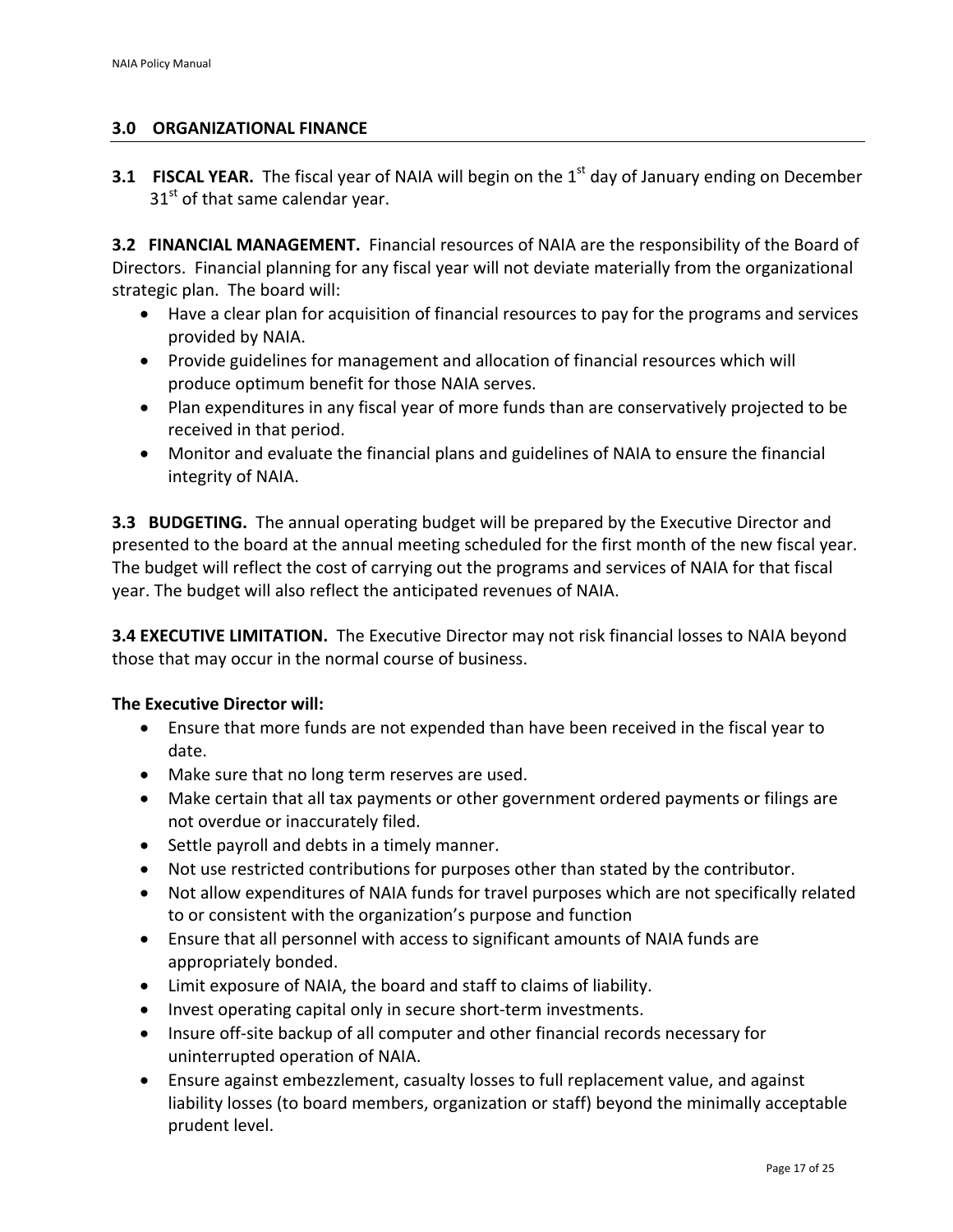## 3.0 ORGANIZATIONAL FINANCE

**3.1 FISCAL YEAR.** The fiscal year of NAIA will begin on the 1st day of January ending on December 31st of that same calendar year.

**3.2 FINANCIAL MANAGEMENT.** Financial resources of NAIA are the responsibility of the Board of Directors. Financial planning for any fiscal year will not deviate materially from the organizational strategic plan. The board will:

- Have a clear plan for acquisition of financial resources to pay for the programs and services provided by NAIA.
- Provide guidelines for management and allocation of financial resources which will produce optimum benefit for those NAIA serves.
- Plan expenditures in any fiscal year of more funds than are conservatively projected to be received in that period.
- Monitor and evaluate the financial plans and guidelines of NAIA to ensure the financial integrity of NAIA.

**3.3 BUDGETING.** The annual operating budget will be prepared by the Executive Director and presented to the board at the annual meeting scheduled for the first month of the new fiscal year. The budget will reflect the cost of carrying out the programs and services of NAIA for that fiscal year. The budget will also reflect the anticipated revenues of NAIA.

**3.4 EXECUTIVE LIMITATION.** The Executive Director may not risk financial losses to NAIA beyond those that may occur in the normal course of business.

**The Executive Director will:**

- Ensure that more funds are not expended than have been received in the fiscal year to date.
- Make sure that no long term reserves are used.
- Make certain that all tax payments or other government ordered payments or filings are not overdue or inaccurately filed.
- Settle payroll and debts in a timely manner.
- Not use restricted contributions for purposes other than stated by the contributor.
- Not allow expenditures of NAIA funds for travel purposes which are not specifically related to or consistent with the organization's purpose and function
- Ensure that all personnel with access to significant amounts of NAIA funds are appropriately bonded.
- Limit exposure of NAIA, the board and staff to claims of liability.
- Invest operating capital only in secure short-term investments.
- Insure off-site backup of all computer and other financial records necessary for uninterrupted operation of NAIA.
- Ensure against embezzlement, casualty losses to full replacement value, and against liability losses (to board members, organization or staff) beyond the minimally acceptable prudent level.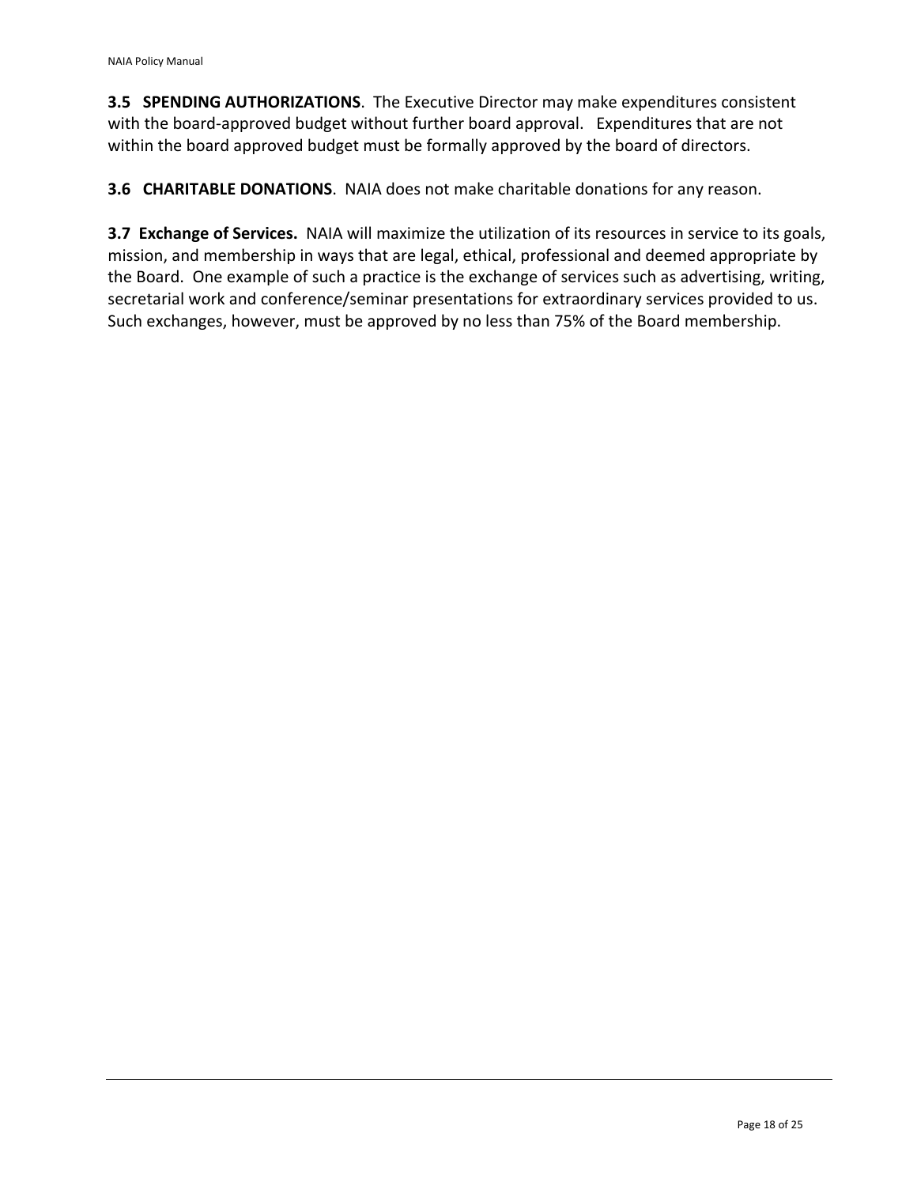**3.5 SPENDING AUTHORIZATIONS**. The Executive Director may make expenditures consistent with the board-approved budget without further board approval. Expenditures that are not within the board approved budget must be formally approved by the board of directors.

**3.6 CHARITABLE DONATIONS**. NAIA does not make charitable donations for any reason.

**3.7 Exchange of Services.** NAIA will maximize the utilization of its resources in service to its goals, mission, and membership in ways that are legal, ethical, professional and deemed appropriate by the Board. One example of such a practice is the exchange of services such as advertising, writing, secretarial work and conference/seminar presentations for extraordinary services provided to us. Such exchanges, however, must be approved by no less than 75% of the Board membership.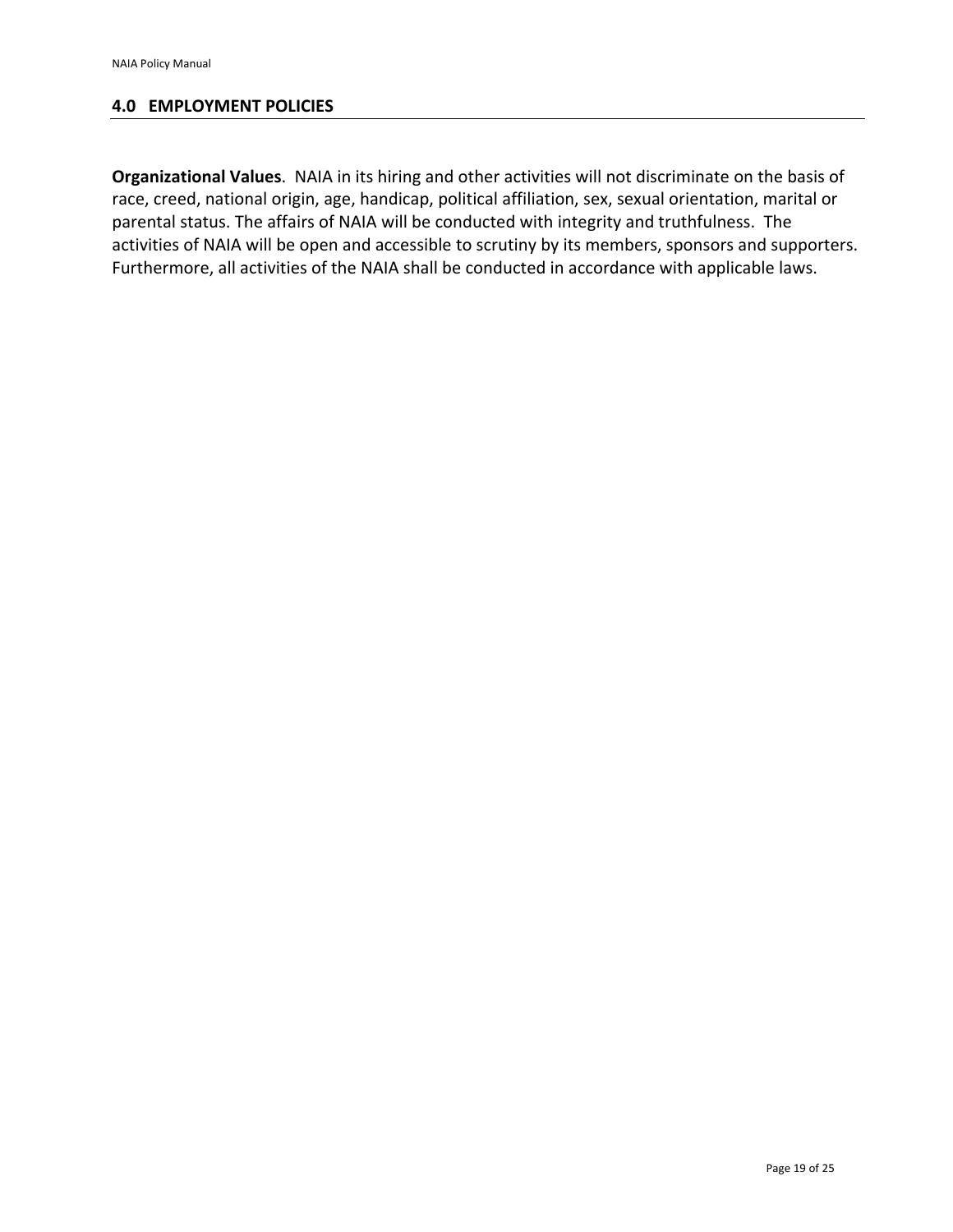## 4.0 EMPLOYMENT POLICIES

**Organizational Values**. NAIA in its hiring and other activities will not discriminate on the basis of race, creed, national origin, age, handicap, political affiliation, sex, sexual orientation, marital or parental status. The affairs of NAIA will be conducted with integrity and truthfulness. The activities of NAIA will be open and accessible to scrutiny by its members, sponsors and supporters. Furthermore, all activities of the NAIA shall be conducted in accordance with applicable laws.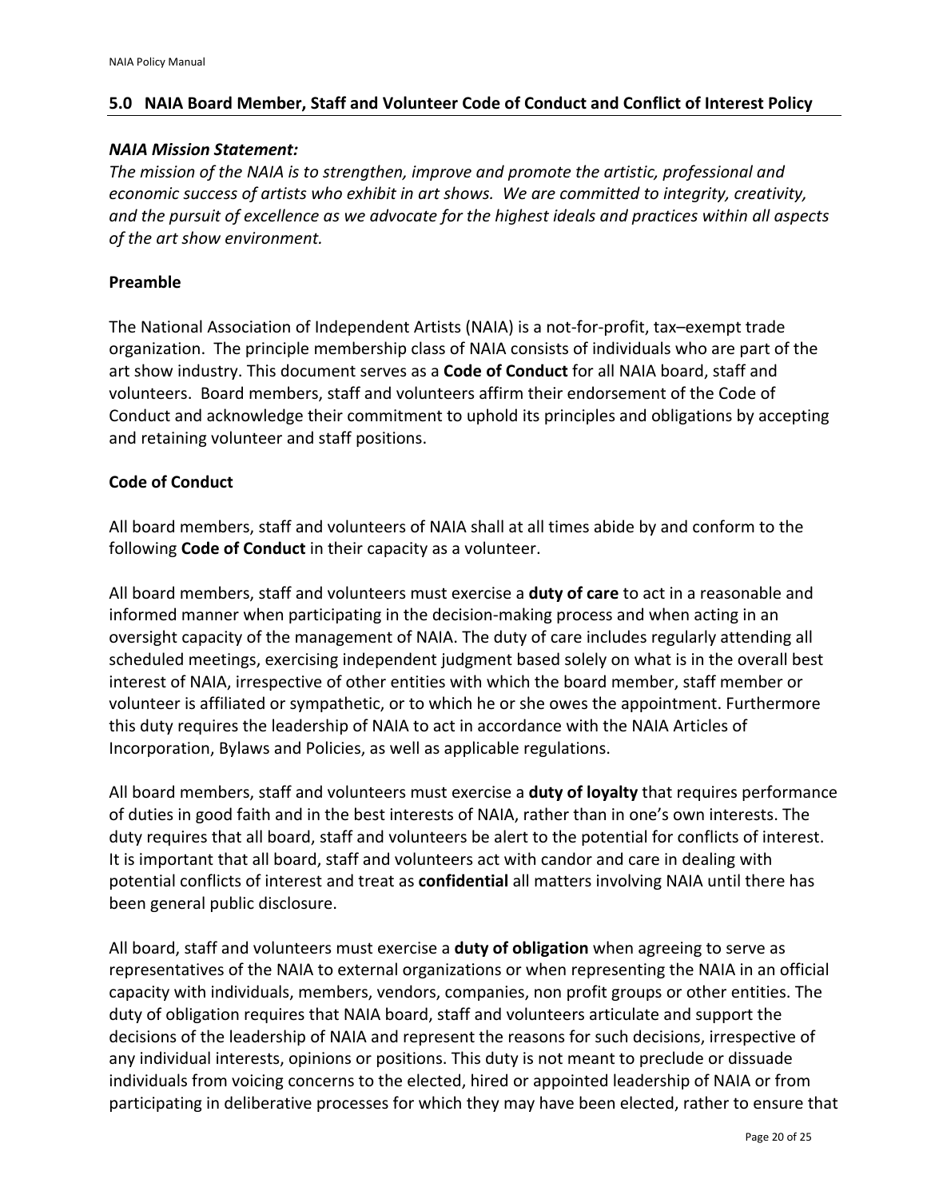## 5.0 NAIA Board Member, Staff and Volunteer Code of Conduct and Conflict of Interest Policy

***NAIA Mission Statement:***

*The mission of the NAIA is to strengthen, improve and promote the artistic, professional and economic success of artists who exhibit in art shows. We are committed to integrity, creativity, and the pursuit of excellence as we advocate for the highest ideals and practices within all aspects of the art show environment.*

### Preamble

The National Association of Independent Artists (NAIA) is a not-for-profit, tax–exempt trade organization. The principle membership class of NAIA consists of individuals who are part of the art show industry. This document serves as a **Code of Conduct** for all NAIA board, staff and volunteers. Board members, staff and volunteers affirm their endorsement of the Code of Conduct and acknowledge their commitment to uphold its principles and obligations by accepting and retaining volunteer and staff positions.

### Code of Conduct

All board members, staff and volunteers of NAIA shall at all times abide by and conform to the following **Code of Conduct** in their capacity as a volunteer.

All board members, staff and volunteers must exercise a **duty of care** to act in a reasonable and informed manner when participating in the decision-making process and when acting in an oversight capacity of the management of NAIA. The duty of care includes regularly attending all scheduled meetings, exercising independent judgment based solely on what is in the overall best interest of NAIA, irrespective of other entities with which the board member, staff member or volunteer is affiliated or sympathetic, or to which he or she owes the appointment. Furthermore this duty requires the leadership of NAIA to act in accordance with the NAIA Articles of Incorporation, Bylaws and Policies, as well as applicable regulations.

All board members, staff and volunteers must exercise a **duty of loyalty** that requires performance of duties in good faith and in the best interests of NAIA, rather than in one's own interests. The duty requires that all board, staff and volunteers be alert to the potential for conflicts of interest. It is important that all board, staff and volunteers act with candor and care in dealing with potential conflicts of interest and treat as **confidential** all matters involving NAIA until there has been general public disclosure.

All board, staff and volunteers must exercise a **duty of obligation** when agreeing to serve as representatives of the NAIA to external organizations or when representing the NAIA in an official capacity with individuals, members, vendors, companies, non profit groups or other entities. The duty of obligation requires that NAIA board, staff and volunteers articulate and support the decisions of the leadership of NAIA and represent the reasons for such decisions, irrespective of any individual interests, opinions or positions. This duty is not meant to preclude or dissuade individuals from voicing concerns to the elected, hired or appointed leadership of NAIA or from participating in deliberative processes for which they may have been elected, rather to ensure that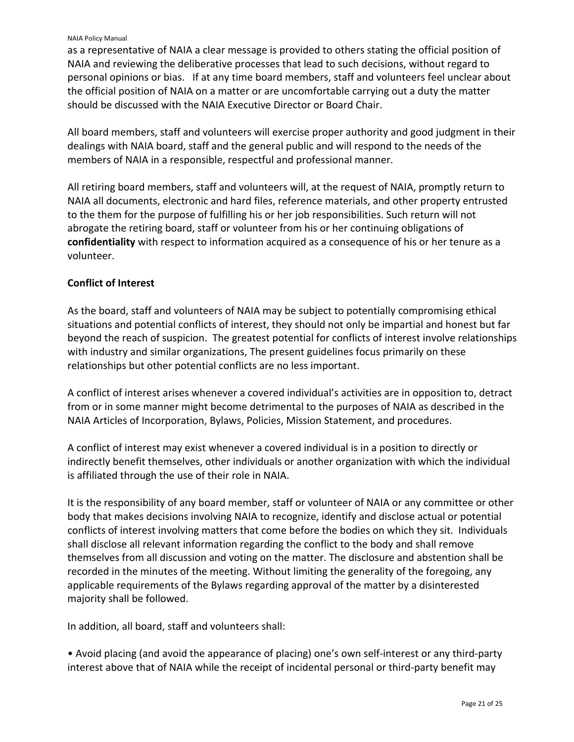as a representative of NAIA a clear message is provided to others stating the official position of NAIA and reviewing the deliberative processes that lead to such decisions, without regard to personal opinions or bias.   If at any time board members, staff and volunteers feel unclear about the official position of NAIA on a matter or are uncomfortable carrying out a duty the matter should be discussed with the NAIA Executive Director or Board Chair.

All board members, staff and volunteers will exercise proper authority and good judgment in their dealings with NAIA board, staff and the general public and will respond to the needs of the members of NAIA in a responsible, respectful and professional manner.

All retiring board members, staff and volunteers will, at the request of NAIA, promptly return to NAIA all documents, electronic and hard files, reference materials, and other property entrusted to the them for the purpose of fulfilling his or her job responsibilities. Such return will not abrogate the retiring board, staff or volunteer from his or her continuing obligations of **confidentiality** with respect to information acquired as a consequence of his or her tenure as a volunteer.

**Conflict of Interest**

As the board, staff and volunteers of NAIA may be subject to potentially compromising ethical situations and potential conflicts of interest, they should not only be impartial and honest but far beyond the reach of suspicion.  The greatest potential for conflicts of interest involve relationships with industry and similar organizations, The present guidelines focus primarily on these relationships but other potential conflicts are no less important.

A conflict of interest arises whenever a covered individual's activities are in opposition to, detract from or in some manner might become detrimental to the purposes of NAIA as described in the NAIA Articles of Incorporation, Bylaws, Policies, Mission Statement, and procedures.

A conflict of interest may exist whenever a covered individual is in a position to directly or indirectly benefit themselves, other individuals or another organization with which the individual is affiliated through the use of their role in NAIA.

It is the responsibility of any board member, staff or volunteer of NAIA or any committee or other body that makes decisions involving NAIA to recognize, identify and disclose actual or potential conflicts of interest involving matters that come before the bodies on which they sit.  Individuals shall disclose all relevant information regarding the conflict to the body and shall remove themselves from all discussion and voting on the matter. The disclosure and abstention shall be recorded in the minutes of the meeting. Without limiting the generality of the foregoing, any applicable requirements of the Bylaws regarding approval of the matter by a disinterested majority shall be followed.

In addition, all board, staff and volunteers shall:

- Avoid placing (and avoid the appearance of placing) one's own self-interest or any third-party interest above that of NAIA while the receipt of incidental personal or third-party benefit may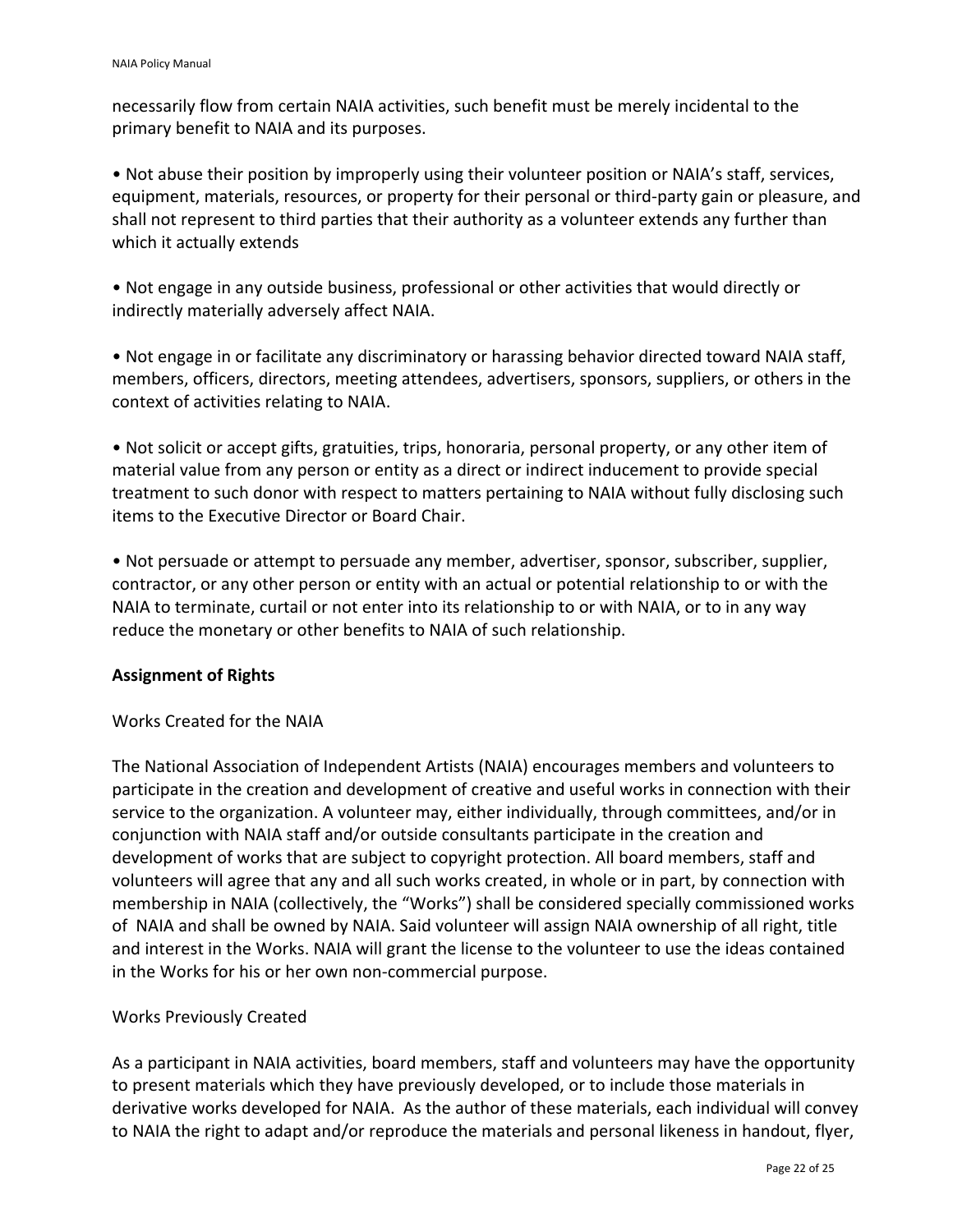necessarily flow from certain NAIA activities, such benefit must be merely incidental to the primary benefit to NAIA and its purposes.

- Not abuse their position by improperly using their volunteer position or NAIA's staff, services, equipment, materials, resources, or property for their personal or third-party gain or pleasure, and shall not represent to third parties that their authority as a volunteer extends any further than which it actually extends

- Not engage in any outside business, professional or other activities that would directly or indirectly materially adversely affect NAIA.

- Not engage in or facilitate any discriminatory or harassing behavior directed toward NAIA staff, members, officers, directors, meeting attendees, advertisers, sponsors, suppliers, or others in the context of activities relating to NAIA.

- Not solicit or accept gifts, gratuities, trips, honoraria, personal property, or any other item of material value from any person or entity as a direct or indirect inducement to provide special treatment to such donor with respect to matters pertaining to NAIA without fully disclosing such items to the Executive Director or Board Chair.

- Not persuade or attempt to persuade any member, advertiser, sponsor, subscriber, supplier, contractor, or any other person or entity with an actual or potential relationship to or with the NAIA to terminate, curtail or not enter into its relationship to or with NAIA, or to in any way reduce the monetary or other benefits to NAIA of such relationship.

**Assignment of Rights**

Works Created for the NAIA

The National Association of Independent Artists (NAIA) encourages members and volunteers to participate in the creation and development of creative and useful works in connection with their service to the organization. A volunteer may, either individually, through committees, and/or in conjunction with NAIA staff and/or outside consultants participate in the creation and development of works that are subject to copyright protection. All board members, staff and volunteers will agree that any and all such works created, in whole or in part, by connection with membership in NAIA (collectively, the "Works") shall be considered specially commissioned works of NAIA and shall be owned by NAIA. Said volunteer will assign NAIA ownership of all right, title and interest in the Works. NAIA will grant the license to the volunteer to use the ideas contained in the Works for his or her own non-commercial purpose.

Works Previously Created

As a participant in NAIA activities, board members, staff and volunteers may have the opportunity to present materials which they have previously developed, or to include those materials in derivative works developed for NAIA. As the author of these materials, each individual will convey to NAIA the right to adapt and/or reproduce the materials and personal likeness in handout, flyer,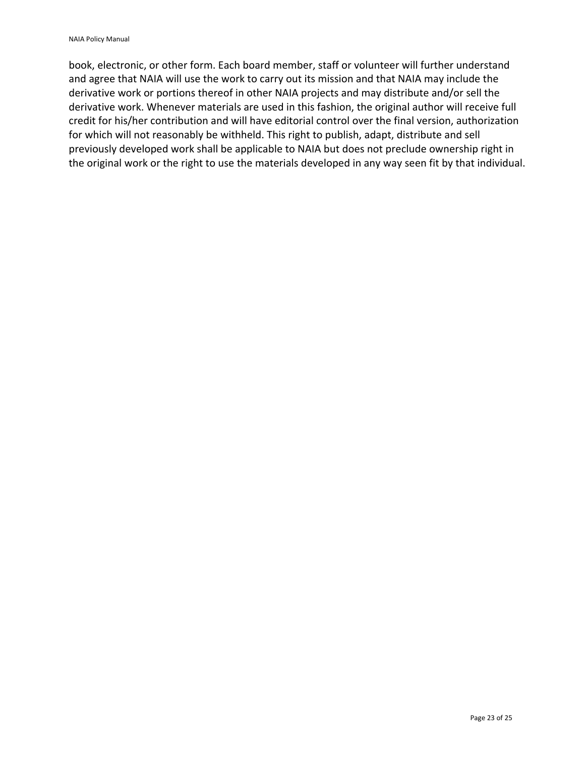book, electronic, or other form. Each board member, staff or volunteer will further understand and agree that NAIA will use the work to carry out its mission and that NAIA may include the derivative work or portions thereof in other NAIA projects and may distribute and/or sell the derivative work. Whenever materials are used in this fashion, the original author will receive full credit for his/her contribution and will have editorial control over the final version, authorization for which will not reasonably be withheld. This right to publish, adapt, distribute and sell previously developed work shall be applicable to NAIA but does not preclude ownership right in the original work or the right to use the materials developed in any way seen fit by that individual.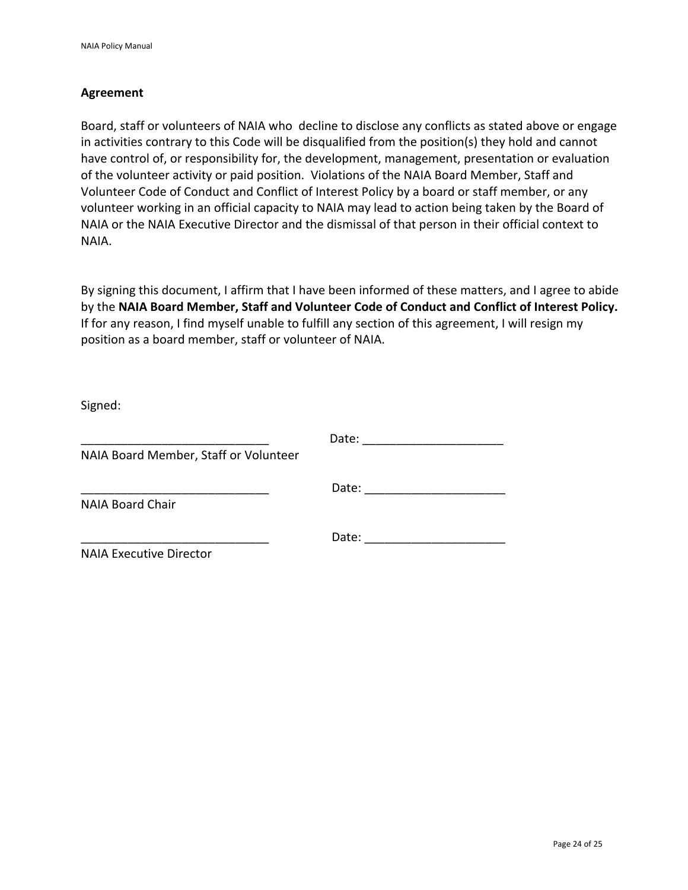## Agreement

Board, staff or volunteers of NAIA who  decline to disclose any conflicts as stated above or engage in activities contrary to this Code will be disqualified from the position(s) they hold and cannot have control of, or responsibility for, the development, management, presentation or evaluation of the volunteer activity or paid position.  Violations of the NAIA Board Member, Staff and Volunteer Code of Conduct and Conflict of Interest Policy by a board or staff member, or any volunteer working in an official capacity to NAIA may lead to action being taken by the Board of NAIA or the NAIA Executive Director and the dismissal of that person in their official context to NAIA.

By signing this document, I affirm that I have been informed of these matters, and I agree to abide by the **NAIA Board Member, Staff and Volunteer Code of Conduct and Conflict of Interest Policy.** If for any reason, I find myself unable to fulfill any section of this agreement, I will resign my position as a board member, staff or volunteer of NAIA.

Signed:

____________________________ Date: _____________________
NAIA Board Member, Staff or Volunteer

____________________________ Date: _____________________
NAIA Board Chair

____________________________ Date: _____________________
NAIA Executive Director